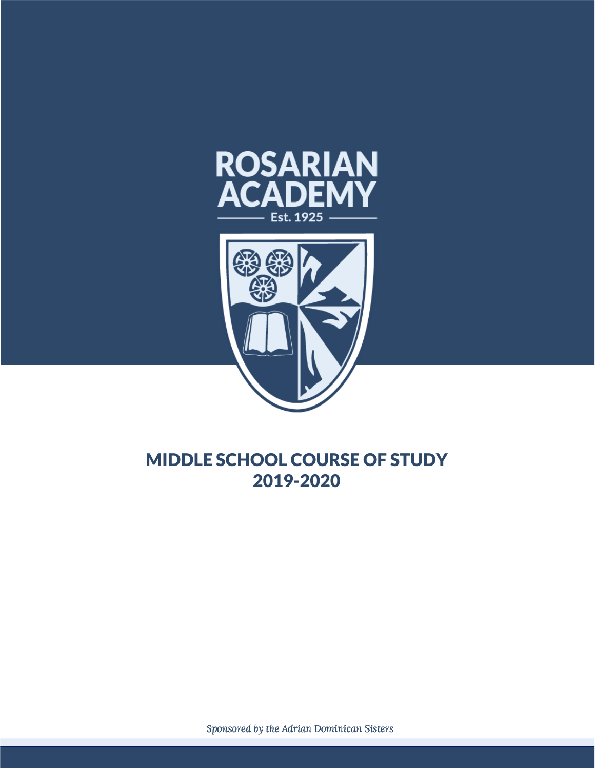# ROSARIAN ACADEMY

Est. 1925

## MIDDLE SCHOOL COURSE OF STUDY
## 2019-2020

*Sponsored by the Adrian Dominican Sisters*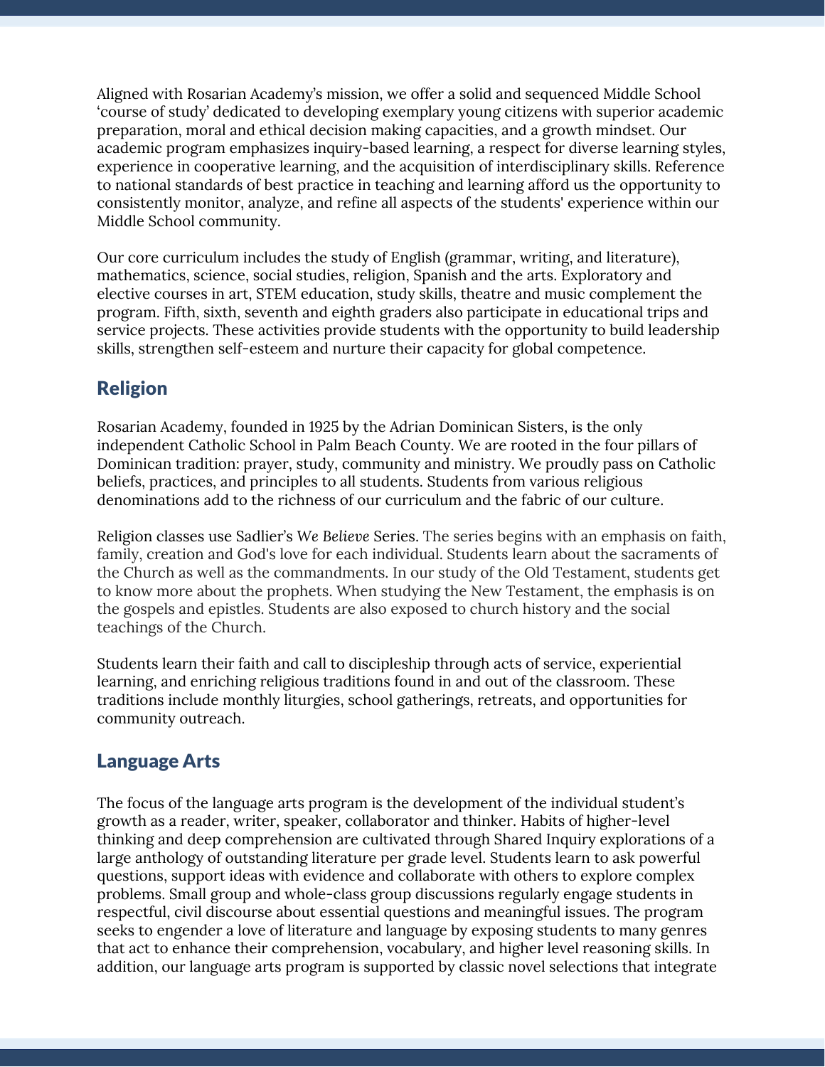Aligned with Rosarian Academy's mission, we offer a solid and sequenced Middle School 'course of study' dedicated to developing exemplary young citizens with superior academic preparation, moral and ethical decision making capacities, and a growth mindset. Our academic program emphasizes inquiry-based learning, a respect for diverse learning styles, experience in cooperative learning, and the acquisition of interdisciplinary skills. Reference to national standards of best practice in teaching and learning afford us the opportunity to consistently monitor, analyze, and refine all aspects of the students' experience within our Middle School community.

Our core curriculum includes the study of English (grammar, writing, and literature), mathematics, science, social studies, religion, Spanish and the arts. Exploratory and elective courses in art, STEM education, study skills, theatre and music complement the program. Fifth, sixth, seventh and eighth graders also participate in educational trips and service projects. These activities provide students with the opportunity to build leadership skills, strengthen self-esteem and nurture their capacity for global competence.

## Religion

Rosarian Academy, founded in 1925 by the Adrian Dominican Sisters, is the only independent Catholic School in Palm Beach County. We are rooted in the four pillars of Dominican tradition: prayer, study, community and ministry. We proudly pass on Catholic beliefs, practices, and principles to all students. Students from various religious denominations add to the richness of our curriculum and the fabric of our culture.

Religion classes use Sadlier's *We Believe* Series. The series begins with an emphasis on faith, family, creation and God's love for each individual. Students learn about the sacraments of the Church as well as the commandments. In our study of the Old Testament, students get to know more about the prophets. When studying the New Testament, the emphasis is on the gospels and epistles. Students are also exposed to church history and the social teachings of the Church.

Students learn their faith and call to discipleship through acts of service, experiential learning, and enriching religious traditions found in and out of the classroom. These traditions include monthly liturgies, school gatherings, retreats, and opportunities for community outreach.

## Language Arts

The focus of the language arts program is the development of the individual student's growth as a reader, writer, speaker, collaborator and thinker. Habits of higher-level thinking and deep comprehension are cultivated through Shared Inquiry explorations of a large anthology of outstanding literature per grade level. Students learn to ask powerful questions, support ideas with evidence and collaborate with others to explore complex problems. Small group and whole-class group discussions regularly engage students in respectful, civil discourse about essential questions and meaningful issues. The program seeks to engender a love of literature and language by exposing students to many genres that act to enhance their comprehension, vocabulary, and higher level reasoning skills. In addition, our language arts program is supported by classic novel selections that integrate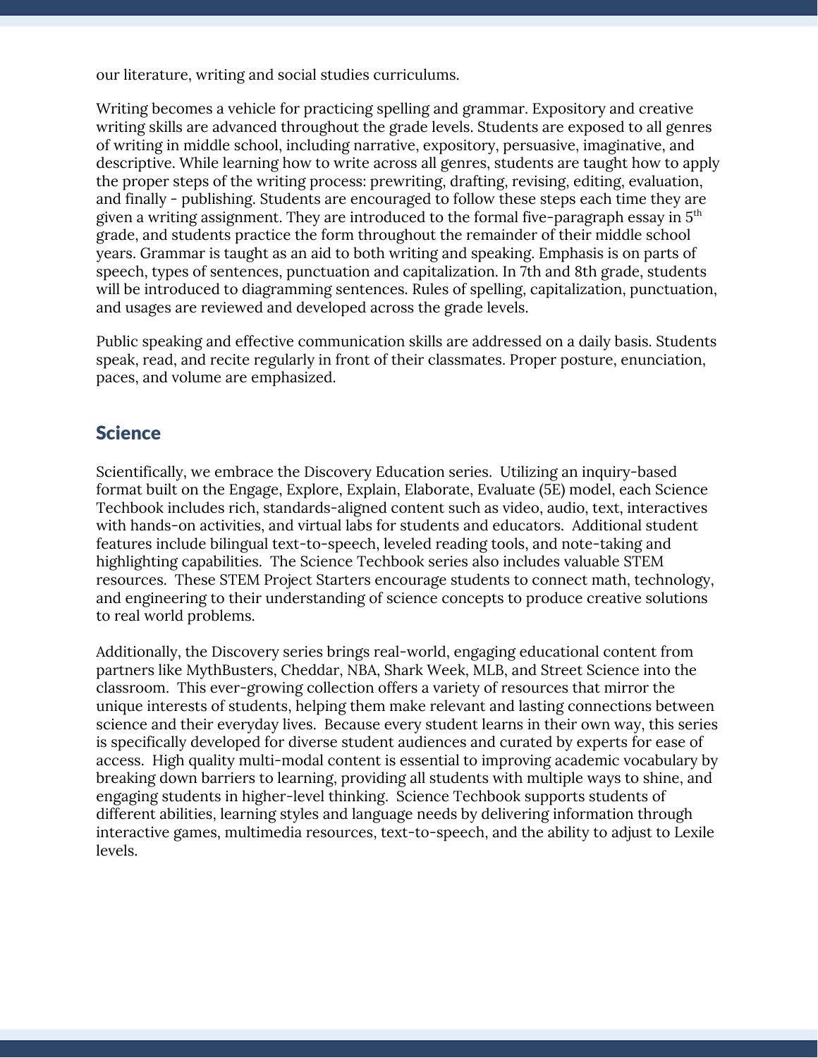our literature, writing and social studies curriculums.

Writing becomes a vehicle for practicing spelling and grammar. Expository and creative writing skills are advanced throughout the grade levels. Students are exposed to all genres of writing in middle school, including narrative, expository, persuasive, imaginative, and descriptive. While learning how to write across all genres, students are taught how to apply the proper steps of the writing process: prewriting, drafting, revising, editing, evaluation, and finally - publishing. Students are encouraged to follow these steps each time they are given a writing assignment. They are introduced to the formal five-paragraph essay in 5th grade, and students practice the form throughout the remainder of their middle school years. Grammar is taught as an aid to both writing and speaking. Emphasis is on parts of speech, types of sentences, punctuation and capitalization. In 7th and 8th grade, students will be introduced to diagramming sentences. Rules of spelling, capitalization, punctuation, and usages are reviewed and developed across the grade levels.

Public speaking and effective communication skills are addressed on a daily basis. Students speak, read, and recite regularly in front of their classmates. Proper posture, enunciation, paces, and volume are emphasized.

## Science

Scientifically, we embrace the Discovery Education series. Utilizing an inquiry-based format built on the Engage, Explore, Explain, Elaborate, Evaluate (5E) model, each Science Techbook includes rich, standards-aligned content such as video, audio, text, interactives with hands-on activities, and virtual labs for students and educators. Additional student features include bilingual text-to-speech, leveled reading tools, and note-taking and highlighting capabilities. The Science Techbook series also includes valuable STEM resources. These STEM Project Starters encourage students to connect math, technology, and engineering to their understanding of science concepts to produce creative solutions to real world problems.

Additionally, the Discovery series brings real-world, engaging educational content from partners like MythBusters, Cheddar, NBA, Shark Week, MLB, and Street Science into the classroom. This ever-growing collection offers a variety of resources that mirror the unique interests of students, helping them make relevant and lasting connections between science and their everyday lives. Because every student learns in their own way, this series is specifically developed for diverse student audiences and curated by experts for ease of access. High quality multi-modal content is essential to improving academic vocabulary by breaking down barriers to learning, providing all students with multiple ways to shine, and engaging students in higher-level thinking. Science Techbook supports students of different abilities, learning styles and language needs by delivering information through interactive games, multimedia resources, text-to-speech, and the ability to adjust to Lexile levels.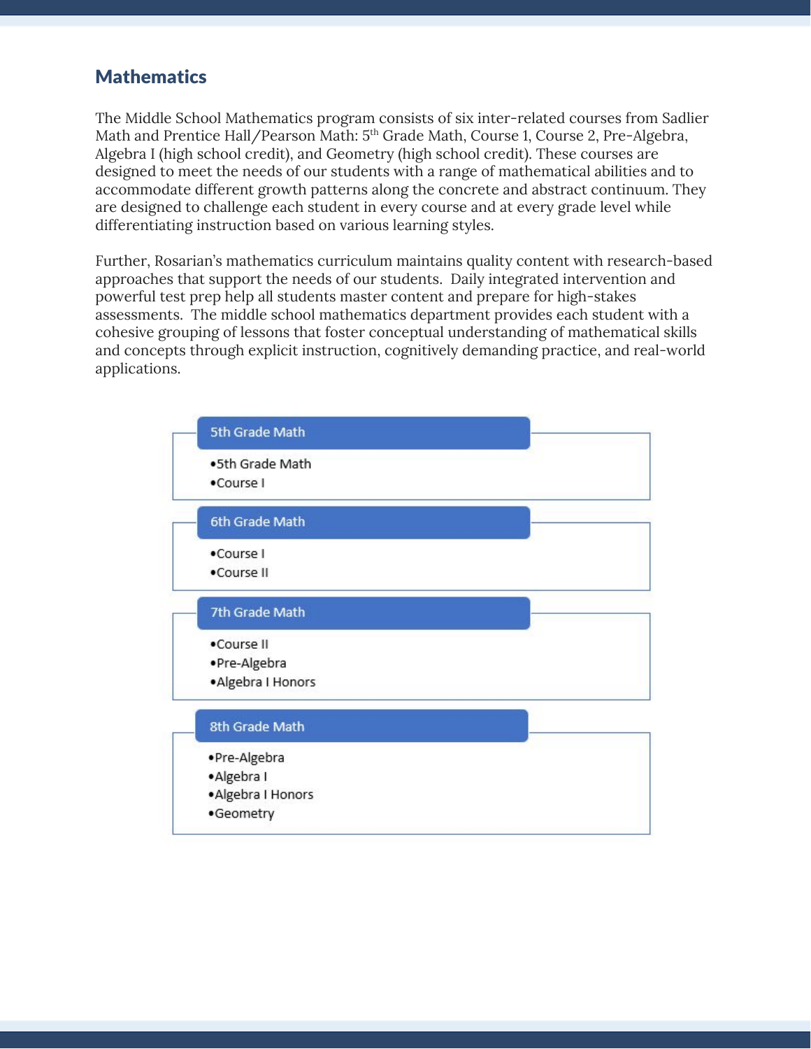## Mathematics

The Middle School Mathematics program consists of six inter-related courses from Sadlier Math and Prentice Hall/Pearson Math: 5th Grade Math, Course 1, Course 2, Pre-Algebra, Algebra I (high school credit), and Geometry (high school credit). These courses are designed to meet the needs of our students with a range of mathematical abilities and to accommodate different growth patterns along the concrete and abstract continuum. They are designed to challenge each student in every course and at every grade level while differentiating instruction based on various learning styles.

Further, Rosarian's mathematics curriculum maintains quality content with research-based approaches that support the needs of our students. Daily integrated intervention and powerful test prep help all students master content and prepare for high-stakes assessments. The middle school mathematics department provides each student with a cohesive grouping of lessons that foster conceptual understanding of mathematical skills and concepts through explicit instruction, cognitively demanding practice, and real-world applications.

**5th Grade Math**

- 5th Grade Math
- Course I

**6th Grade Math**

- Course I
- Course II

**7th Grade Math**

- Course II
- Pre-Algebra
- Algebra I Honors

**8th Grade Math**

- Pre-Algebra
- Algebra I
- Algebra I Honors
- Geometry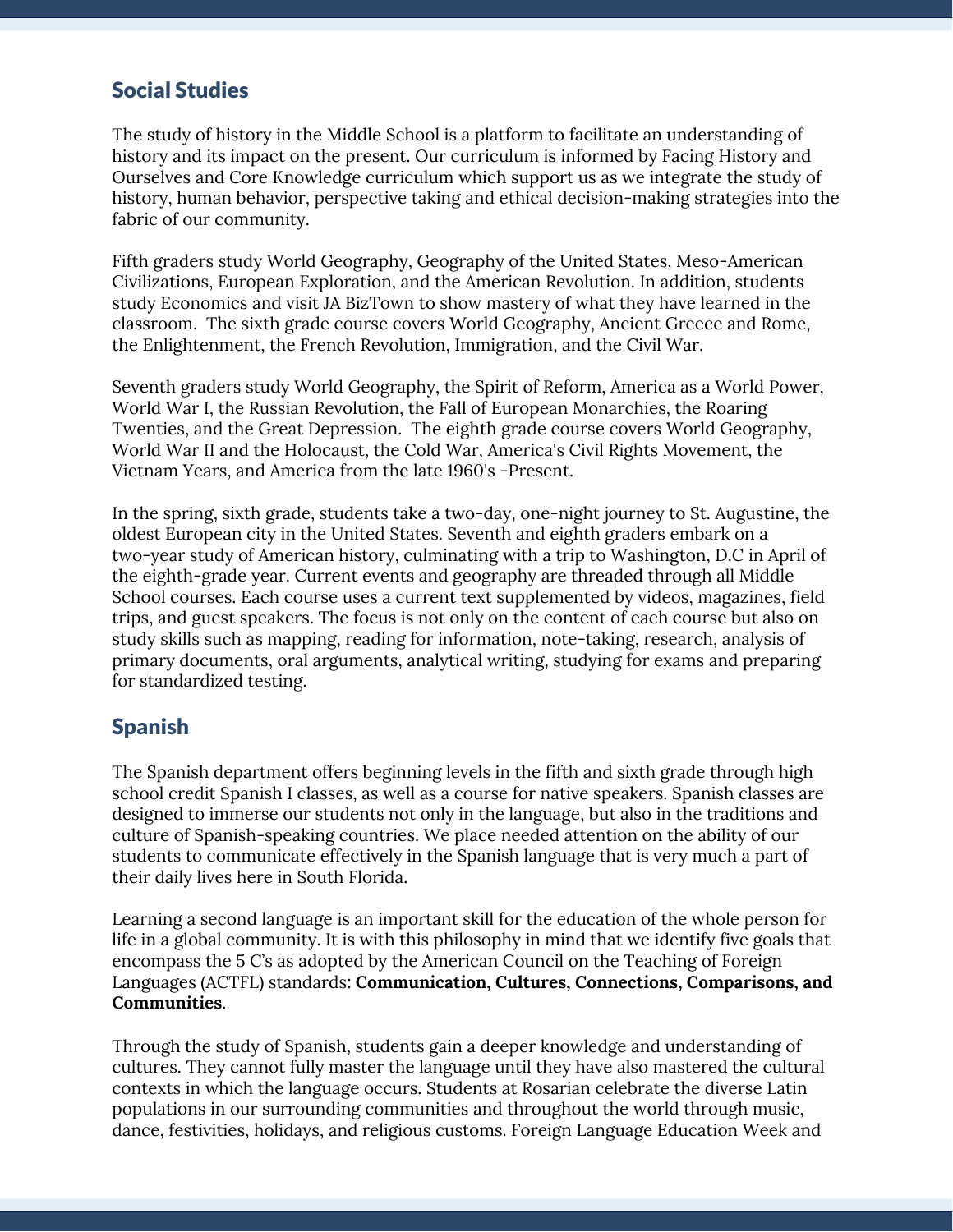## Social Studies

The study of history in the Middle School is a platform to facilitate an understanding of history and its impact on the present. Our curriculum is informed by Facing History and Ourselves and Core Knowledge curriculum which support us as we integrate the study of history, human behavior, perspective taking and ethical decision-making strategies into the fabric of our community.

Fifth graders study World Geography, Geography of the United States, Meso-American Civilizations, European Exploration, and the American Revolution. In addition, students study Economics and visit JA BizTown to show mastery of what they have learned in the classroom. The sixth grade course covers World Geography, Ancient Greece and Rome, the Enlightenment, the French Revolution, Immigration, and the Civil War.

Seventh graders study World Geography, the Spirit of Reform, America as a World Power, World War I, the Russian Revolution, the Fall of European Monarchies, the Roaring Twenties, and the Great Depression. The eighth grade course covers World Geography, World War II and the Holocaust, the Cold War, America's Civil Rights Movement, the Vietnam Years, and America from the late 1960's -Present.

In the spring, sixth grade, students take a two-day, one-night journey to St. Augustine, the oldest European city in the United States. Seventh and eighth graders embark on a two-year study of American history, culminating with a trip to Washington, D.C in April of the eighth-grade year. Current events and geography are threaded through all Middle School courses. Each course uses a current text supplemented by videos, magazines, field trips, and guest speakers. The focus is not only on the content of each course but also on study skills such as mapping, reading for information, note-taking, research, analysis of primary documents, oral arguments, analytical writing, studying for exams and preparing for standardized testing.

## Spanish

The Spanish department offers beginning levels in the fifth and sixth grade through high school credit Spanish I classes, as well as a course for native speakers. Spanish classes are designed to immerse our students not only in the language, but also in the traditions and culture of Spanish-speaking countries. We place needed attention on the ability of our students to communicate effectively in the Spanish language that is very much a part of their daily lives here in South Florida.

Learning a second language is an important skill for the education of the whole person for life in a global community. It is with this philosophy in mind that we identify five goals that encompass the 5 C's as adopted by the American Council on the Teaching of Foreign Languages (ACTFL) standards**: Communication, Cultures, Connections, Comparisons, and Communities**.

Through the study of Spanish, students gain a deeper knowledge and understanding of cultures. They cannot fully master the language until they have also mastered the cultural contexts in which the language occurs. Students at Rosarian celebrate the diverse Latin populations in our surrounding communities and throughout the world through music, dance, festivities, holidays, and religious customs. Foreign Language Education Week and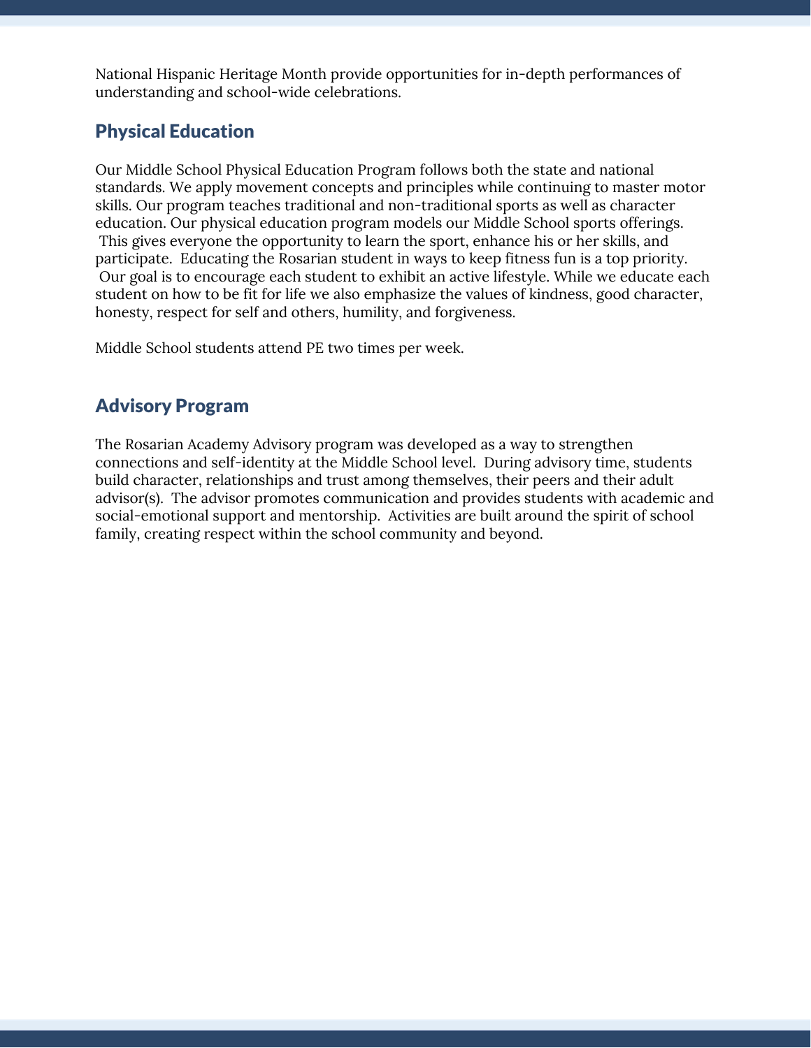National Hispanic Heritage Month provide opportunities for in-depth performances of understanding and school-wide celebrations.

## Physical Education

Our Middle School Physical Education Program follows both the state and national standards. We apply movement concepts and principles while continuing to master motor skills. Our program teaches traditional and non-traditional sports as well as character education. Our physical education program models our Middle School sports offerings. This gives everyone the opportunity to learn the sport, enhance his or her skills, and participate. Educating the Rosarian student in ways to keep fitness fun is a top priority. Our goal is to encourage each student to exhibit an active lifestyle. While we educate each student on how to be fit for life we also emphasize the values of kindness, good character, honesty, respect for self and others, humility, and forgiveness.

Middle School students attend PE two times per week.

## Advisory Program

The Rosarian Academy Advisory program was developed as a way to strengthen connections and self-identity at the Middle School level. During advisory time, students build character, relationships and trust among themselves, their peers and their adult advisor(s). The advisor promotes communication and provides students with academic and social-emotional support and mentorship. Activities are built around the spirit of school family, creating respect within the school community and beyond.